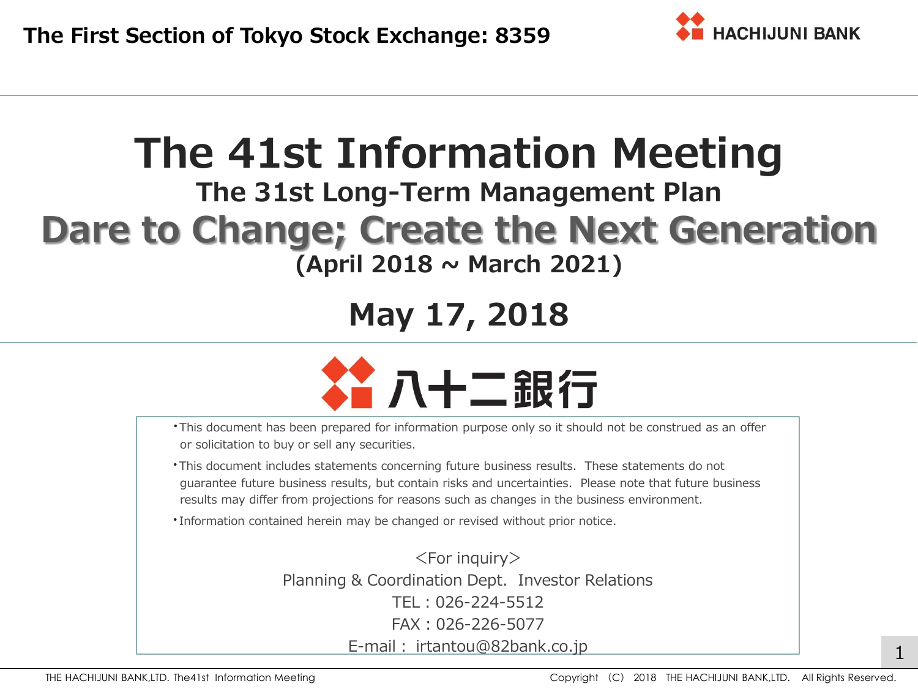The First Section of Tokyo Stock Exchange: 8359

HACHIJUNI BANK

# The 41st Information Meeting

## The 31st Long-Term Management Plan

## Dare to Change; Create the Next Generation

**(April 2018 ~ March 2021)**

## May 17, 2018

八十二銀行

- This document has been prepared for information purpose only so it should not be construed as an offer or solicitation to buy or sell any securities.
- This document includes statements concerning future business results. These statements do not guarantee future business results, but contain risks and uncertainties. Please note that future business results may differ from projections for reasons such as changes in the business environment.
- Information contained herein may be changed or revised without prior notice.

<For inquiry>
Planning & Coordination Dept. Investor Relations
TEL : 026-224-5512
FAX : 026-226-5077
E-mail : irtantou@82bank.co.jp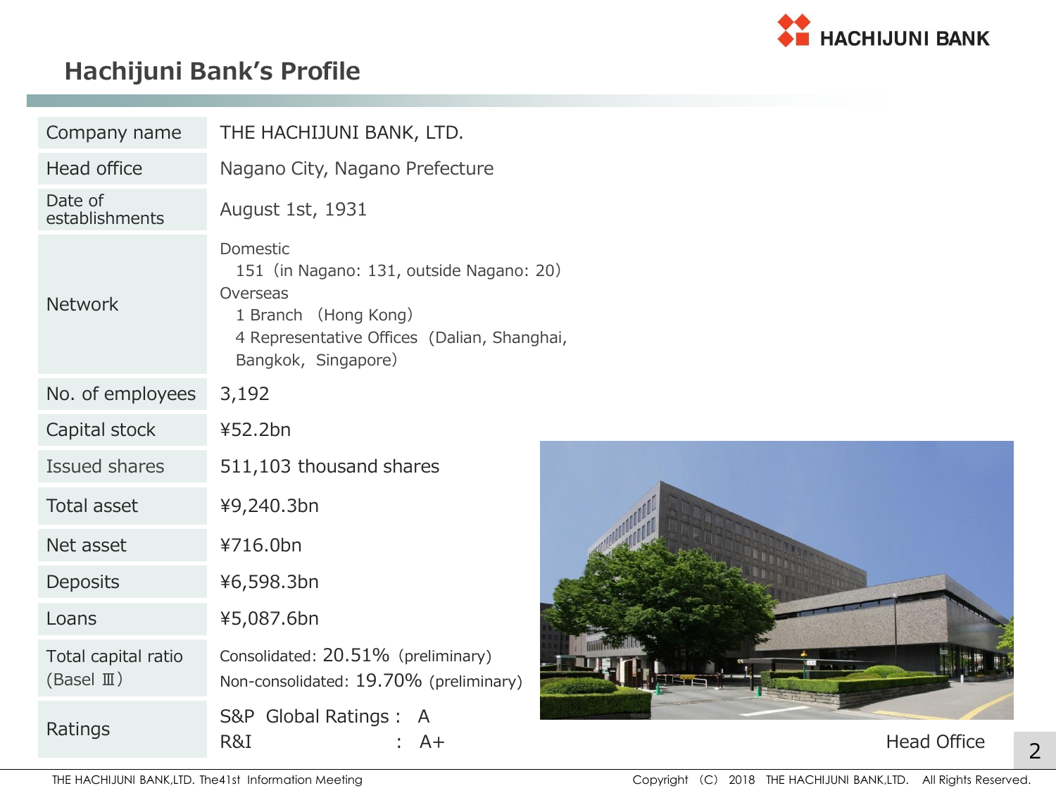## Hachijuni Bank's Profile

| | |
|---|---|
| Company name | THE HACHIJUNI BANK, LTD. |
| Head office | Nagano City, Nagano Prefecture |
| Date of establishments | August 1st, 1931 |
| Network | Domestic<br>151 (in Nagano: 131, outside Nagano: 20)<br>Overseas<br>1 Branch (Hong Kong)<br>4 Representative Offices (Dalian, Shanghai, Bangkok, Singapore) |
| No. of employees | 3,192 |
| Capital stock | ¥52.2bn |
| Issued shares | 511,103 thousand shares |
| Total asset | ¥9,240.3bn |
| Net asset | ¥716.0bn |
| Deposits | ¥6,598.3bn |
| Loans | ¥5,087.6bn |
| Total capital ratio (Basel Ⅲ) | Consolidated: 20.51% (preliminary)<br>Non-consolidated: 19.70% (preliminary) |
| Ratings | S&P Global Ratings : A<br>R&I : A+ |

Head Office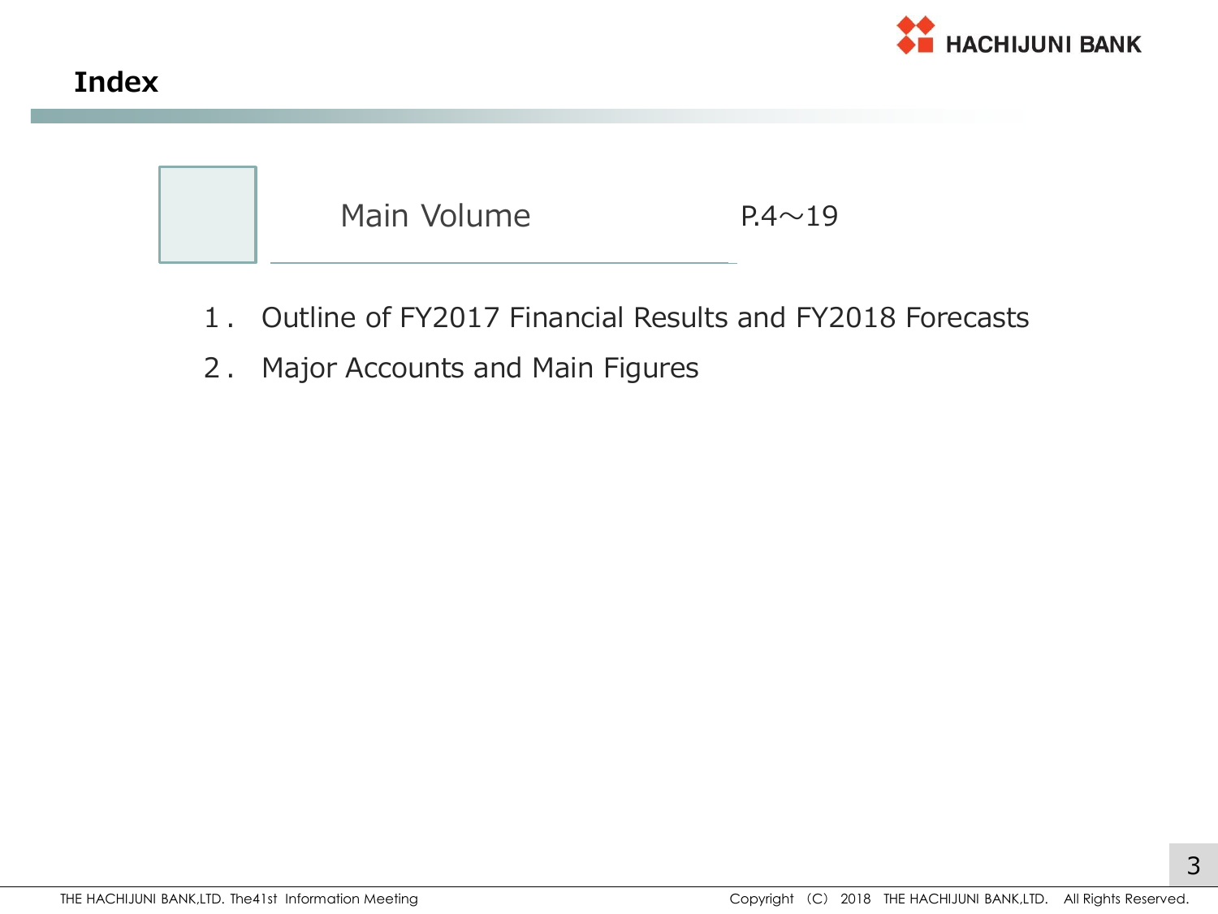# Index

## Main Volume P.4～19

1． Outline of FY2017 Financial Results and FY2018 Forecasts

2． Major Accounts and Main Figures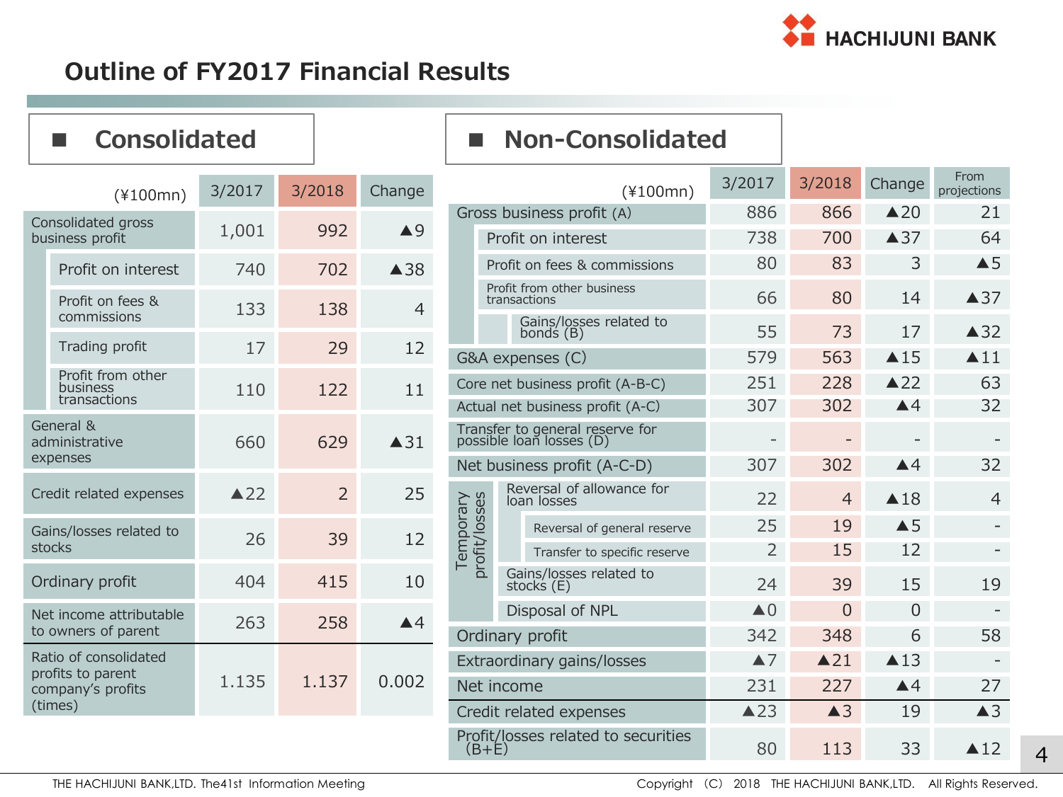# Outline of FY2017 Financial Results

## ■ Consolidated

| (¥100mn) | 3/2017 | 3/2018 | Change |
|---|---|---|---|
| Consolidated gross business profit | 1,001 | 992 | ▲9 |
| Profit on interest | 740 | 702 | ▲38 |
| Profit on fees & commissions | 133 | 138 | 4 |
| Trading profit | 17 | 29 | 12 |
| Profit from other business transactions | 110 | 122 | 11 |
| General & administrative expenses | 660 | 629 | ▲31 |
| Credit related expenses | ▲22 | 2 | 25 |
| Gains/losses related to stocks | 26 | 39 | 12 |
| Ordinary profit | 404 | 415 | 10 |
| Net income attributable to owners of parent | 263 | 258 | ▲4 |
| Ratio of consolidated profits to parent company's profits (times) | 1.135 | 1.137 | 0.002 |

## ■ Non-Consolidated

| (¥100mn) | 3/2017 | 3/2018 | Change | From projections |
|---|---|---|---|---|
| Gross business profit (A) | 886 | 866 | ▲20 | 21 |
| Profit on interest | 738 | 700 | ▲37 | 64 |
| Profit on fees & commissions | 80 | 83 | 3 | ▲5 |
| Profit from other business transactions | 66 | 80 | 14 | ▲37 |
| Gains/losses related to bonds (B) | 55 | 73 | 17 | ▲32 |
| G&A expenses (C) | 579 | 563 | ▲15 | ▲11 |
| Core net business profit (A-B-C) | 251 | 228 | ▲22 | 63 |
| Actual net business profit (A-C) | 307 | 302 | ▲4 | 32 |
| Transfer to general reserve for possible loan losses (D) | - | - | - | - |
| Net business profit (A-C-D) | 307 | 302 | ▲4 | 32 |
| Temporary profit/losses: Reversal of allowance for loan losses | 22 | 4 | ▲18 | 4 |
| Reversal of general reserve | 25 | 19 | ▲5 | - |
| Transfer to specific reserve | 2 | 15 | 12 | - |
| Temporary profit/losses: Gains/losses related to stocks (E) | 24 | 39 | 15 | 19 |
| Temporary profit/losses: Disposal of NPL | ▲0 | 0 | 0 | - |
| Ordinary profit | 342 | 348 | 6 | 58 |
| Extraordinary gains/losses | ▲7 | ▲21 | ▲13 | - |
| Net income | 231 | 227 | ▲4 | 27 |
| Credit related expenses | ▲23 | ▲3 | 19 | ▲3 |
| Profit/losses related to securities (B+E) | 80 | 113 | 33 | ▲12 |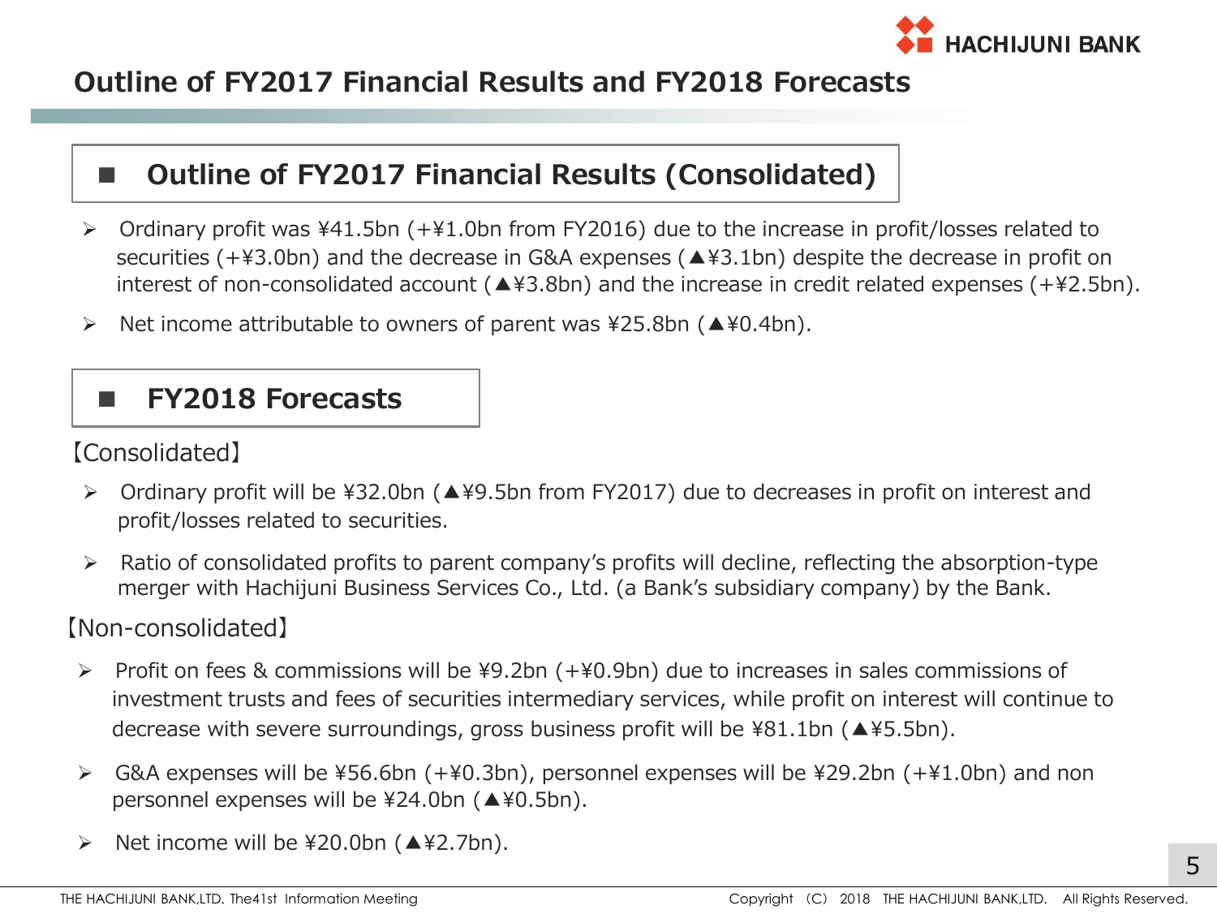# Outline of FY2017 Financial Results and FY2018 Forecasts

## ■ Outline of FY2017 Financial Results (Consolidated)

- Ordinary profit was ¥41.5bn (+¥1.0bn from FY2016) due to the increase in profit/losses related to securities (+¥3.0bn) and the decrease in G&A expenses (▲¥3.1bn) despite the decrease in profit on interest of non-consolidated account (▲¥3.8bn) and the increase in credit related expenses (+¥2.5bn).
- Net income attributable to owners of parent was ¥25.8bn (▲¥0.4bn).

## ■ FY2018 Forecasts

【Consolidated】

- Ordinary profit will be ¥32.0bn (▲¥9.5bn from FY2017) due to decreases in profit on interest and profit/losses related to securities.
- Ratio of consolidated profits to parent company's profits will decline, reflecting the absorption-type merger with Hachijuni Business Services Co., Ltd. (a Bank's subsidiary company) by the Bank.

【Non-consolidated】

- Profit on fees & commissions will be ¥9.2bn (+¥0.9bn) due to increases in sales commissions of investment trusts and fees of securities intermediary services, while profit on interest will continue to decrease with severe surroundings, gross business profit will be ¥81.1bn (▲¥5.5bn).
- G&A expenses will be ¥56.6bn (+¥0.3bn), personnel expenses will be ¥29.2bn (+¥1.0bn) and non personnel expenses will be ¥24.0bn (▲¥0.5bn).
- Net income will be ¥20.0bn (▲¥2.7bn).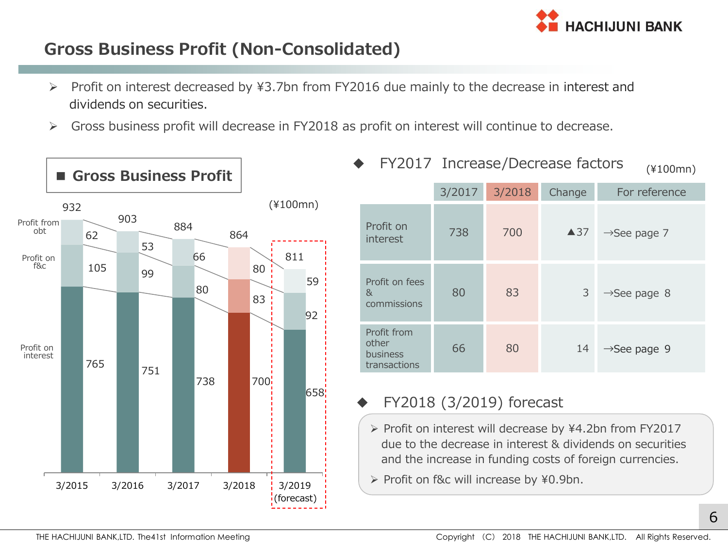# Gross Business Profit (Non-Consolidated)

- Profit on interest decreased by ¥3.7bn from FY2016 due mainly to the decrease in interest and dividends on securities.
- Gross business profit will decrease in FY2018 as profit on interest will continue to decrease.

## ■ Gross Business Profit

(¥100mn)

| | 3/2015 | 3/2016 | 3/2017 | 3/2018 | 3/2019 (forecast) |
|---|---|---|---|---|---|
| Total | 932 | 903 | 884 | 864 | 811 |
| Profit from obt | 62 | 53 | 66 | 80 | 59 |
| Profit on f&c | 105 | 99 | 80 | 83 | 92 |
| Profit on interest | 765 | 751 | 738 | 700 | 658 |

## ◆ FY2017 Increase/Decrease factors

(¥100mn)

| | 3/2017 | 3/2018 | Change | For reference |
|---|---|---|---|---|
| Profit on interest | 738 | 700 | ▲37 | →See page 7 |
| Profit on fees & commissions | 80 | 83 | 3 | →See page 8 |
| Profit from other business transactions | 66 | 80 | 14 | →See page 9 |

## ◆ FY2018 (3/2019) forecast

- Profit on interest will decrease by ¥4.2bn from FY2017 due to the decrease in interest & dividends on securities and the increase in funding costs of foreign currencies.
- Profit on f&c will increase by ¥0.9bn.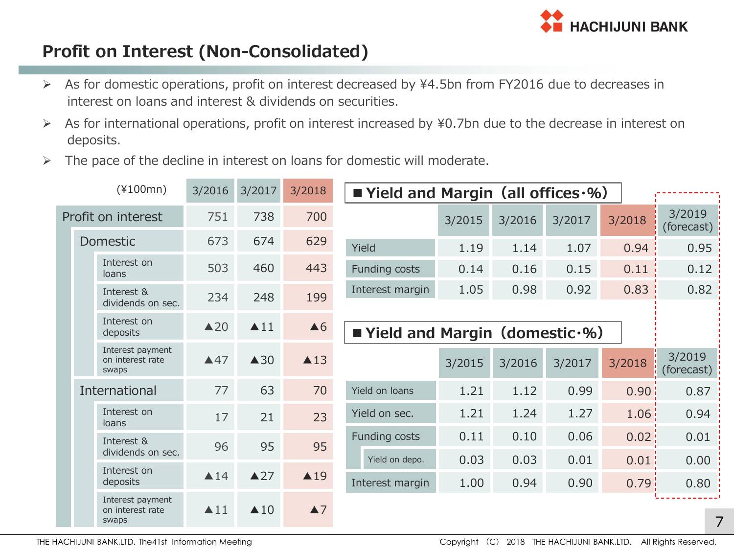# Profit on Interest (Non-Consolidated)

- As for domestic operations, profit on interest decreased by ¥4.5bn from FY2016 due to decreases in interest on loans and interest & dividends on securities.
- As for international operations, profit on interest increased by ¥0.7bn due to the decrease in interest on deposits.
- The pace of the decline in interest on loans for domestic will moderate.

| (¥100mn) | | | 3/2016 | 3/2017 | 3/2018 |
|---|---|---|---|---|---|
| Profit on interest | | | 751 | 738 | 700 |
| | Domestic | | 673 | 674 | 629 |
| | | Interest on loans | 503 | 460 | 443 |
| | | Interest & dividends on sec. | 234 | 248 | 199 |
| | | Interest on deposits | ▲20 | ▲11 | ▲6 |
| | | Interest payment on interest rate swaps | ▲47 | ▲30 | ▲13 |
| | International | | 77 | 63 | 70 |
| | | Interest on loans | 17 | 21 | 23 |
| | | Interest & dividends on sec. | 96 | 95 | 95 |
| | | Interest on deposits | ▲14 | ▲27 | ▲19 |
| | | Interest payment on interest rate swaps | ▲11 | ▲10 | ▲7 |

## ■ Yield and Margin（all offices・%）

| | 3/2015 | 3/2016 | 3/2017 | 3/2018 | 3/2019 (forecast) |
|---|---|---|---|---|---|
| Yield | 1.19 | 1.14 | 1.07 | 0.94 | 0.95 |
| Funding costs | 0.14 | 0.16 | 0.15 | 0.11 | 0.12 |
| Interest margin | 1.05 | 0.98 | 0.92 | 0.83 | 0.82 |

## ■ Yield and Margin（domestic・%）

| | 3/2015 | 3/2016 | 3/2017 | 3/2018 | 3/2019 (forecast) |
|---|---|---|---|---|---|
| Yield on loans | 1.21 | 1.12 | 0.99 | 0.90 | 0.87 |
| Yield on sec. | 1.21 | 1.24 | 1.27 | 1.06 | 0.94 |
| Funding costs | 0.11 | 0.10 | 0.06 | 0.02 | 0.01 |
| Yield on depo. | 0.03 | 0.03 | 0.01 | 0.01 | 0.00 |
| Interest margin | 1.00 | 0.94 | 0.90 | 0.79 | 0.80 |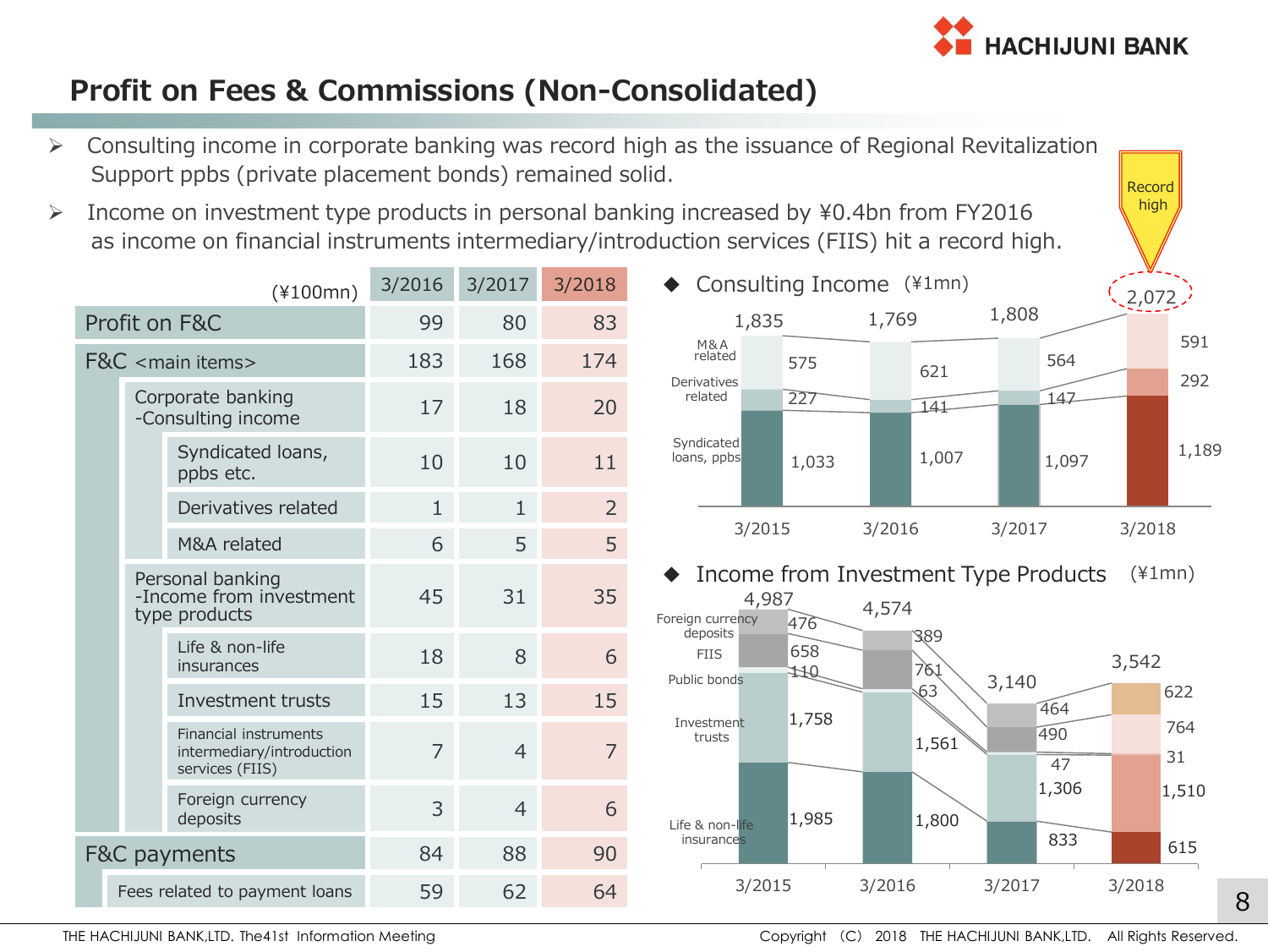# Profit on Fees & Commissions (Non-Consolidated)

- Consulting income in corporate banking was record high as the issuance of Regional Revitalization Support ppbs (private placement bonds) remained solid.
- Income on investment type products in personal banking increased by ¥0.4bn from FY2016 as income on financial instruments intermediary/introduction services (FIIS) hit a record high.

| (¥100mn) | 3/2016 | 3/2017 | 3/2018 |
|---|---|---|---|
| Profit on F&C | 99 | 80 | 83 |
| F&C <main items> | 183 | 168 | 174 |
| Corporate banking -Consulting income | 17 | 18 | 20 |
| Syndicated loans, ppbs etc. | 10 | 10 | 11 |
| Derivatives related | 1 | 1 | 2 |
| M&A related | 6 | 5 | 5 |
| Personal banking -Income from investment type products | 45 | 31 | 35 |
| Life & non-life insurances | 18 | 8 | 6 |
| Investment trusts | 15 | 13 | 15 |
| Financial instruments intermediary/introduction services (FIIS) | 7 | 4 | 7 |
| Foreign currency deposits | 3 | 4 | 6 |
| F&C payments | 84 | 88 | 90 |
| Fees related to payment loans | 59 | 62 | 64 |

## Consulting Income (¥1mn)

| | 3/2015 | 3/2016 | 3/2017 | 3/2018 |
|---|---|---|---|---|
| M&A related | 575 | 621 | 564 | 591 |
| Derivatives related | 227 | 141 | 147 | 292 |
| Syndicated loans, ppbs | 1,033 | 1,007 | 1,097 | 1,189 |
| Total | 1,835 | 1,769 | 1,808 | 2,072 (Record high) |

## Income from Investment Type Products (¥1mn)

| | 3/2015 | 3/2016 | 3/2017 | 3/2018 |
|---|---|---|---|---|
| Foreign currency deposits | 476 | 389 | 464 | 622 |
| FIIS | 658 | 761 | 490 | 764 |
| Public bonds | 110 | 63 | 47 | 31 |
| Investment trusts | 1,758 | 1,561 | 1,306 | 1,510 |
| Life & non-life insurances | 1,985 | 1,800 | 833 | 615 |
| Total | 4,987 | 4,574 | 3,140 | 3,542 |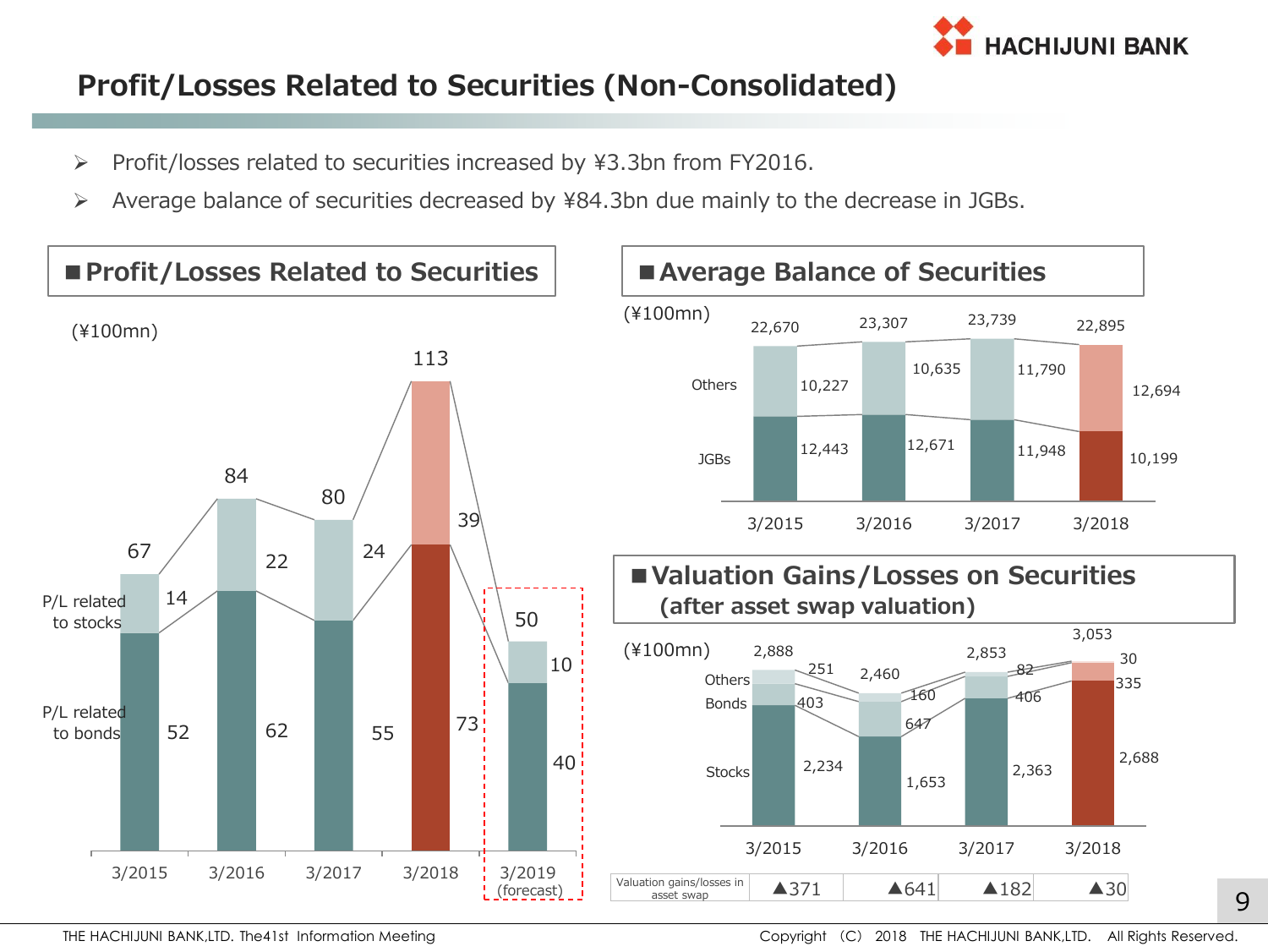# Profit/Losses Related to Securities (Non-Consolidated)

- Profit/losses related to securities increased by ¥3.3bn from FY2016.
- Average balance of securities decreased by ¥84.3bn due mainly to the decrease in JGBs.

## ■ Profit/Losses Related to Securities

(¥100mn)

| | 3/2015 | 3/2016 | 3/2017 | 3/2018 | 3/2019 (forecast) |
|---|---|---|---|---|---|
| P/L related to stocks | 14 | 22 | 24 | 39 | 10 |
| P/L related to bonds | 52 | 62 | 55 | 73 | 40 |
| Total | 67 | 84 | 80 | 113 | 50 |

## ■ Average Balance of Securities

(¥100mn)

| | 3/2015 | 3/2016 | 3/2017 | 3/2018 |
|---|---|---|---|---|
| Others | 10,227 | 10,635 | 11,790 | 12,694 |
| JGBs | 12,443 | 12,671 | 11,948 | 10,199 |
| Total | 22,670 | 23,307 | 23,739 | 22,895 |

## ■ Valuation Gains/Losses on Securities (after asset swap valuation)

(¥100mn)

| | 3/2015 | 3/2016 | 3/2017 | 3/2018 |
|---|---|---|---|---|
| Others | 251 | 160 | 82 | 30 |
| Bonds | 403 | 647 | 406 | 335 |
| Stocks | 2,234 | 1,653 | 2,363 | 2,688 |
| Total | 2,888 | 2,460 | 2,853 | 3,053 |
| Valuation gains/losses in asset swap | ▲371 | ▲641 | ▲182 | ▲30 |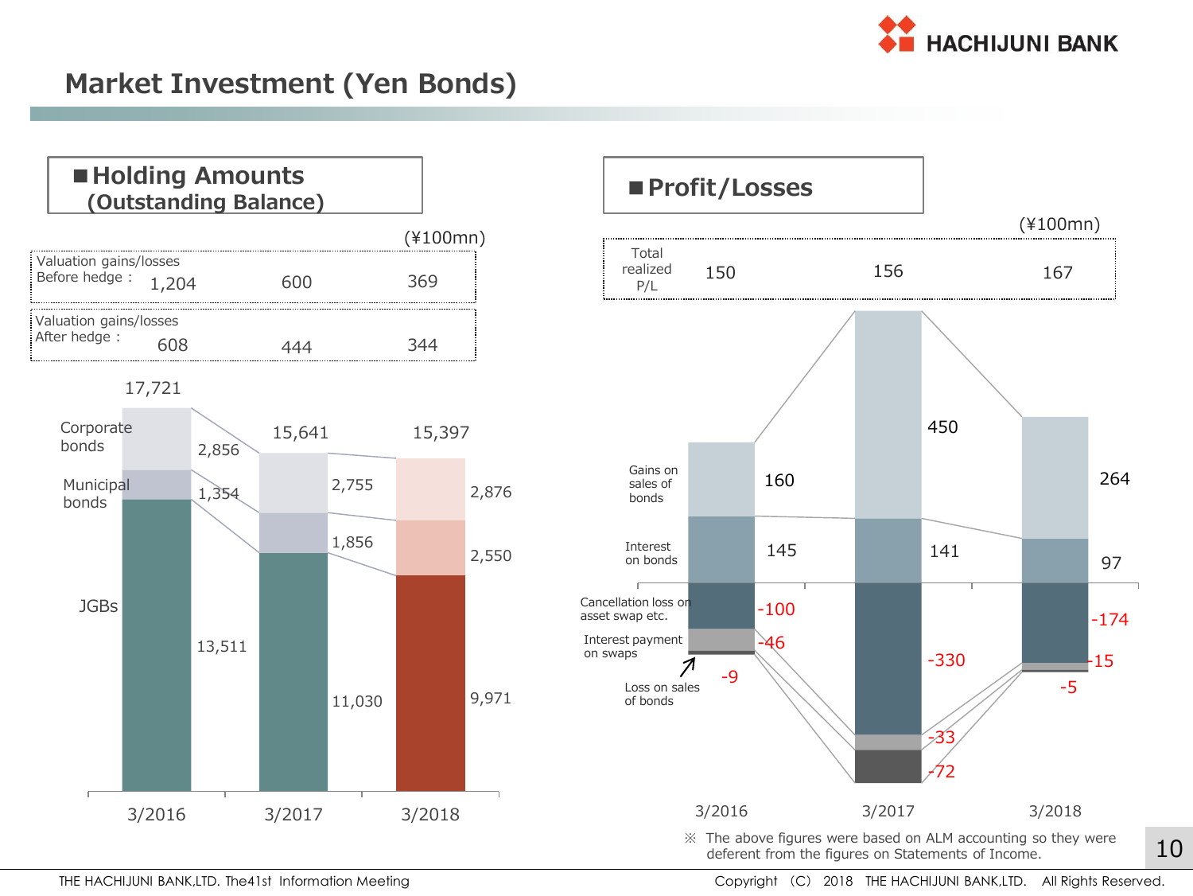# Market Investment (Yen Bonds)

## ■Holding Amounts (Outstanding Balance)

(¥100mn)

| | 3/2016 | 3/2017 | 3/2018 |
|---|---|---|---|
| Valuation gains/losses Before hedge : | 1,204 | 600 | 369 |
| Valuation gains/losses After hedge : | 608 | 444 | 344 |
| Corporate bonds | 2,856 | 2,755 | 2,876 |
| Municipal bonds | 1,354 | 1,856 | 2,550 |
| JGBs | 13,511 | 11,030 | 9,971 |
| Total | 17,721 | 15,641 | 15,397 |

## ■Profit/Losses

(¥100mn)

| | 3/2016 | 3/2017 | 3/2018 |
|---|---|---|---|
| Total realized P/L | 150 | 156 | 167 |
| Gains on sales of bonds | 160 | 450 | 264 |
| Interest on bonds | 145 | 141 | 97 |
| Cancellation loss on asset swap etc. | -100 | -330 | -174 |
| Interest payment on swaps | -46 | -33 | -15 |
| Loss on sales of bonds | -9 | -72 | -5 |

※ The above figures were based on ALM accounting so they were deferent from the figures on Statements of Income.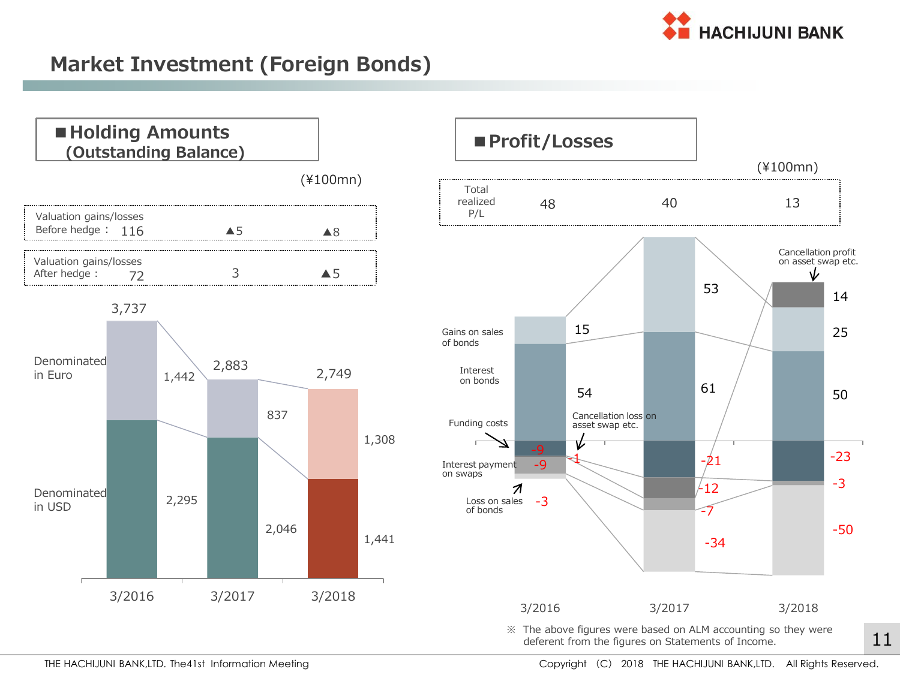# Market Investment (Foreign Bonds)

## ■Holding Amounts (Outstanding Balance)

(¥100mn)

| | 3/2016 | 3/2017 | 3/2018 |
|---|---|---|---|
| Valuation gains/losses Before hedge： | 116 | ▲5 | ▲8 |
| Valuation gains/losses After hedge： | 72 | 3 | ▲5 |
| Denominated in Euro | 1,442 | 837 | 1,308 |
| Denominated in USD | 2,295 | 2,046 | 1,441 |
| Total | 3,737 | 2,883 | 2,749 |

## ■Profit/Losses

(¥100mn)

| | 3/2016 | 3/2017 | 3/2018 |
|---|---|---|---|
| Total realized P/L | 48 | 40 | 13 |
| Cancellation profit on asset swap etc. | | | 14 |
| Gains on sales of bonds | 15 | 53 | 25 |
| Interest on bonds | 54 | 61 | 50 |
| Funding costs | -9 | -21 | -23 |
| Cancellation loss on asset swap etc. | -1 | -12 | |
| Interest payment on swaps | -9 | -7 | -3 |
| Loss on sales of bonds | -3 | -34 | -50 |

※ The above figures were based on ALM accounting so they were deferent from the figures on Statements of Income.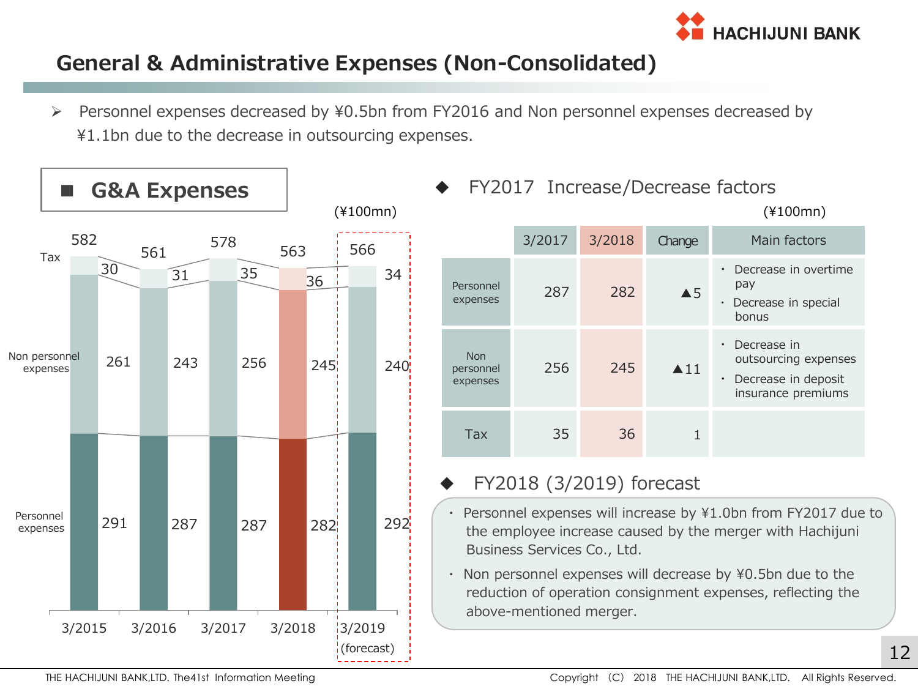# General & Administrative Expenses (Non-Consolidated)

- Personnel expenses decreased by ¥0.5bn from FY2016 and Non personnel expenses decreased by ¥1.1bn due to the decrease in outsourcing expenses.

## ■ G&A Expenses

(¥100mn)

| | 3/2015 | 3/2016 | 3/2017 | 3/2018 | 3/2019 (forecast) |
|---|---|---|---|---|---|
| Tax | 30 | 31 | 35 | 36 | 34 |
| Non personnel expenses | 261 | 243 | 256 | 245 | 240 |
| Personnel expenses | 291 | 287 | 287 | 282 | 292 |
| Total | 582 | 561 | 578 | 563 | 566 |

## ◆ FY2017 Increase/Decrease factors

(¥100mn)

| | 3/2017 | 3/2018 | Change | Main factors |
|---|---|---|---|---|
| Personnel expenses | 287 | 282 | ▲5 | ・Decrease in overtime pay<br>・Decrease in special bonus |
| Non personnel expenses | 256 | 245 | ▲11 | ・Decrease in outsourcing expenses<br>・Decrease in deposit insurance premiums |
| Tax | 35 | 36 | 1 | |

## ◆ FY2018 (3/2019) forecast

- Personnel expenses will increase by ¥1.0bn from FY2017 due to the employee increase caused by the merger with Hachijuni Business Services Co., Ltd.
- Non personnel expenses will decrease by ¥0.5bn due to the reduction of operation consignment expenses, reflecting the above-mentioned merger.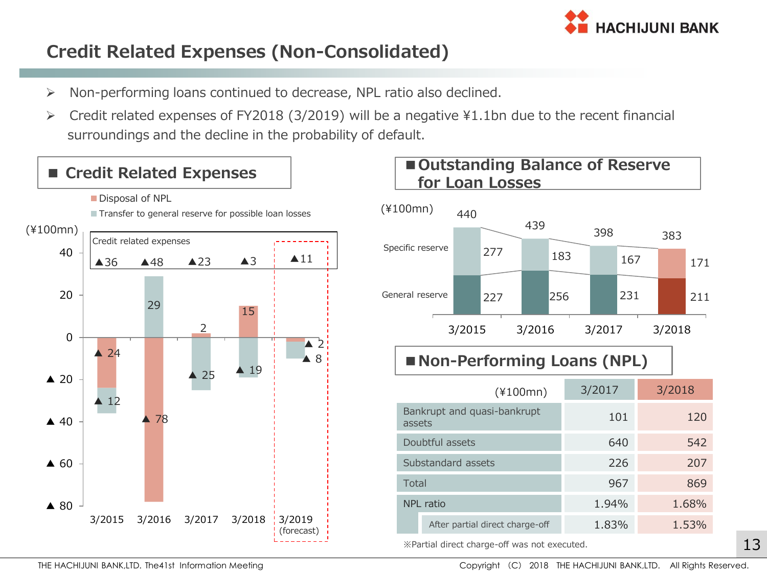# Credit Related Expenses (Non-Consolidated)

- Non-performing loans continued to decrease, NPL ratio also declined.
- Credit related expenses of FY2018 (3/2019) will be a negative ¥1.1bn due to the recent financial surroundings and the decline in the probability of default.

## Credit Related Expenses

(¥100mn)

| | 3/2015 | 3/2016 | 3/2017 | 3/2018 | 3/2019 (forecast) |
|---|---|---|---|---|---|
| Disposal of NPL | ▲24 | ▲78 | 2 | 15 | ▲2 |
| Transfer to general reserve for possible loan losses | ▲12 | 29 | ▲25 | ▲19 | ▲8 |
| Credit related expenses | ▲36 | ▲48 | ▲23 | ▲3 | ▲11 |

## Outstanding Balance of Reserve for Loan Losses

(¥100mn)

| | 3/2015 | 3/2016 | 3/2017 | 3/2018 |
|---|---|---|---|---|
| Specific reserve | 277 | 183 | 167 | 171 |
| General reserve | 227 | 256 | 231 | 211 |
| Total | 440 | 439 | 398 | 383 |

## Non-Performing Loans (NPL)

| (¥100mn) | 3/2017 | 3/2018 |
|---|---|---|
| Bankrupt and quasi-bankrupt assets | 101 | 120 |
| Doubtful assets | 640 | 542 |
| Substandard assets | 226 | 207 |
| Total | 967 | 869 |
| NPL ratio | 1.94% | 1.68% |
| After partial direct charge-off | 1.83% | 1.53% |

※Partial direct charge-off was not executed.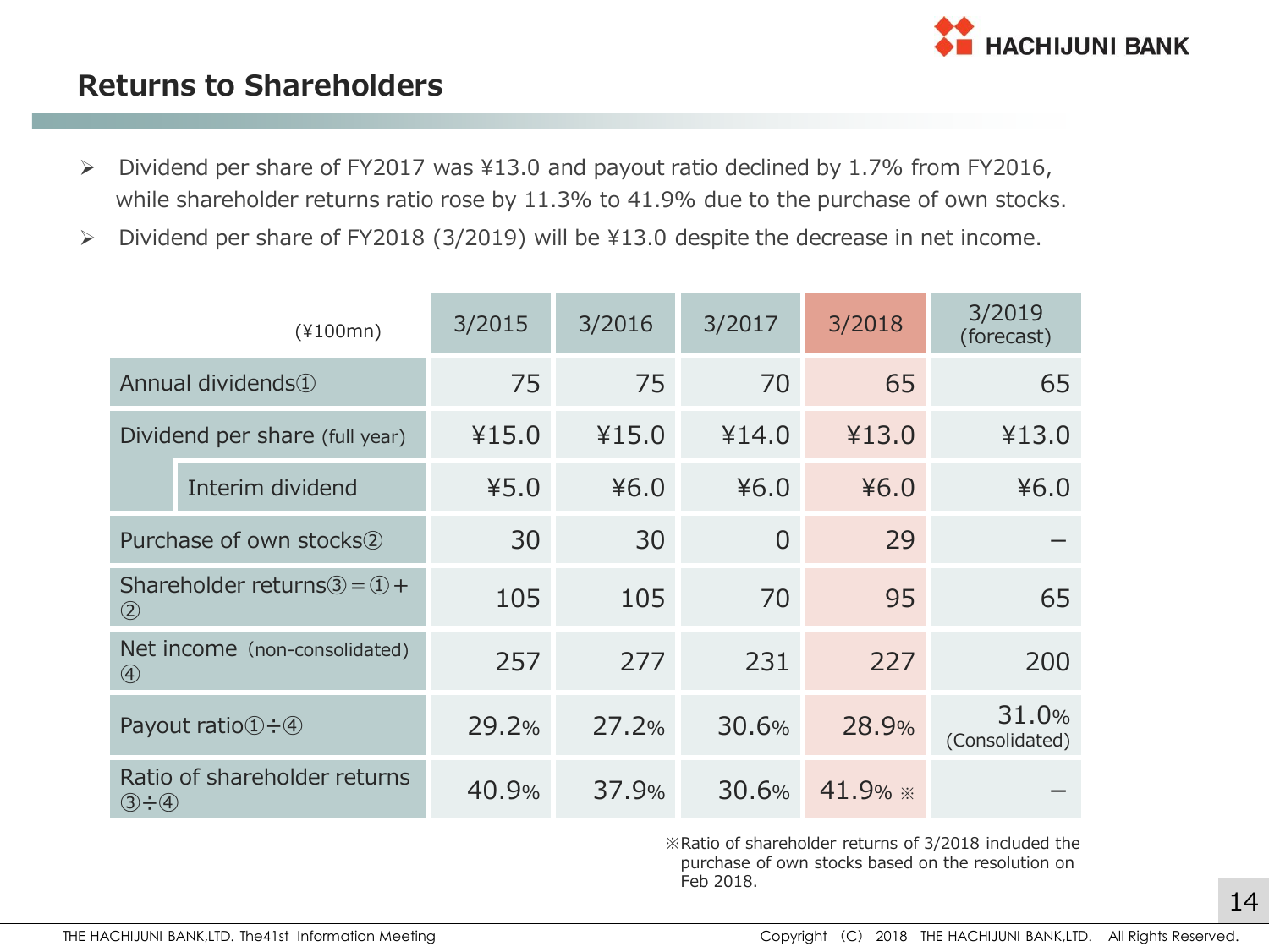## Returns to Shareholders

- Dividend per share of FY2017 was ¥13.0 and payout ratio declined by 1.7% from FY2016, while shareholder returns ratio rose by 11.3% to 41.9% due to the purchase of own stocks.
- Dividend per share of FY2018 (3/2019) will be ¥13.0 despite the decrease in net income.

| (¥100mn) | | 3/2015 | 3/2016 | 3/2017 | 3/2018 | 3/2019 (forecast) |
|---|---|---|---|---|---|---|
| Annual dividends① | | 75 | 75 | 70 | 65 | 65 |
| Dividend per share (full year) | | ¥15.0 | ¥15.0 | ¥14.0 | ¥13.0 | ¥13.0 |
| | Interim dividend | ¥5.0 | ¥6.0 | ¥6.0 | ¥6.0 | ¥6.0 |
| Purchase of own stocks② | | 30 | 30 | 0 | 29 | – |
| Shareholder returns③＝①＋② | | 105 | 105 | 70 | 95 | 65 |
| Net income (non-consolidated) ④ | | 257 | 277 | 231 | 227 | 200 |
| Payout ratio①÷④ | | 29.2% | 27.2% | 30.6% | 28.9% | 31.0% (Consolidated) |
| Ratio of shareholder returns ③÷④ | | 40.9% | 37.9% | 30.6% | 41.9% ※ | – |

※Ratio of shareholder returns of 3/2018 included the purchase of own stocks based on the resolution on Feb 2018.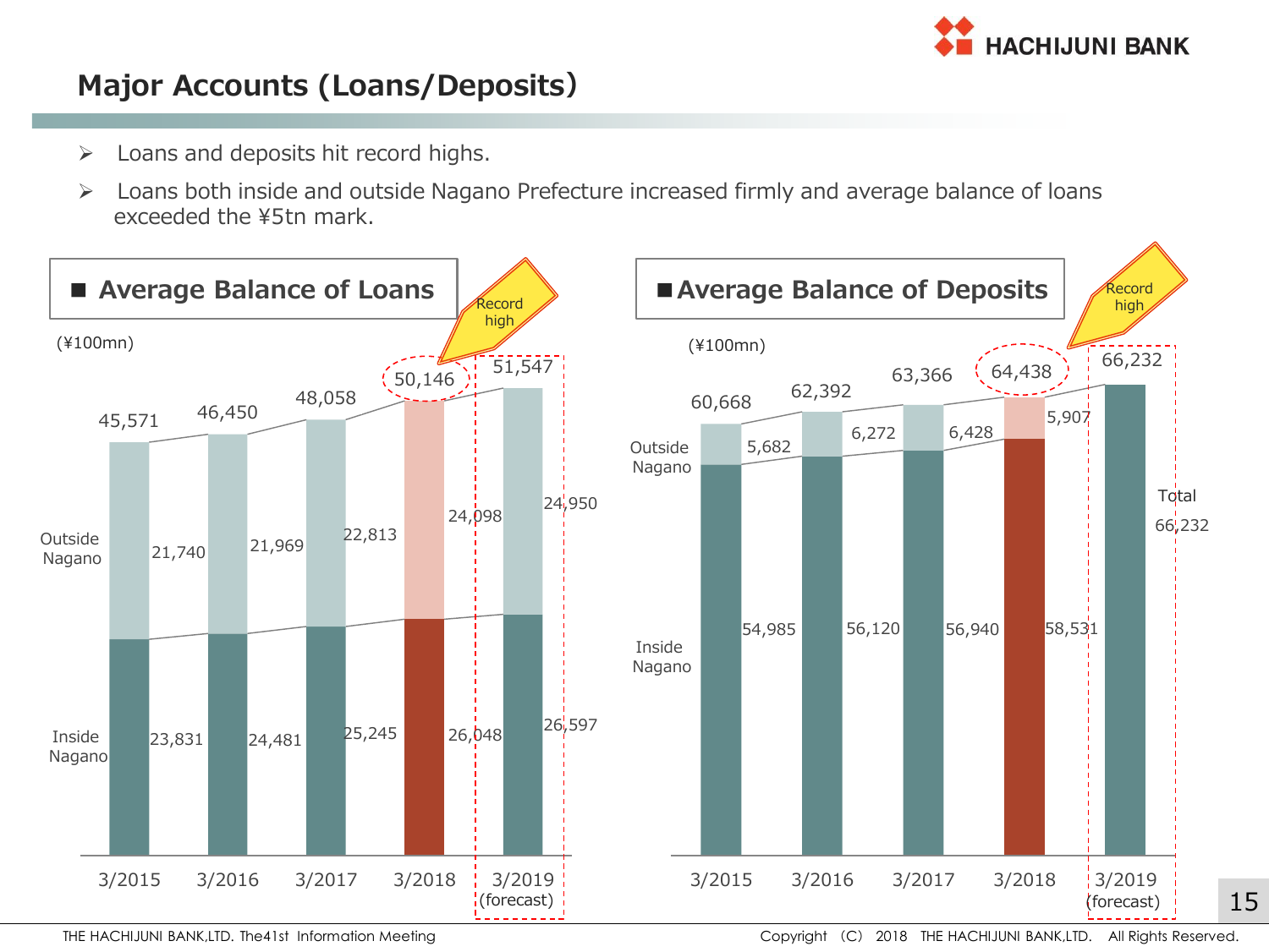# Major Accounts (Loans/Deposits)

- Loans and deposits hit record highs.
- Loans both inside and outside Nagano Prefecture increased firmly and average balance of loans exceeded the ¥5tn mark.

## ■ Average Balance of Loans

(¥100mn)

| | 3/2015 | 3/2016 | 3/2017 | 3/2018 | 3/2019 (forecast) |
|---|---|---|---|---|---|
| Outside Nagano | 21,740 | 21,969 | 22,813 | 24,098 | 24,950 |
| Inside Nagano | 23,831 | 24,481 | 25,245 | 26,048 | 26,597 |
| Total | 45,571 | 46,450 | 48,058 | 50,146 | 51,547 |

Record high

## ■ Average Balance of Deposits

(¥100mn)

| | 3/2015 | 3/2016 | 3/2017 | 3/2018 | 3/2019 (forecast) |
|---|---|---|---|---|---|
| Outside Nagano | 5,682 | 6,272 | 6,428 | 5,907 | |
| Inside Nagano | 54,985 | 56,120 | 56,940 | 58,531 | |
| Total | 60,668 | 62,392 | 63,366 | 64,438 | 66,232 |

Record high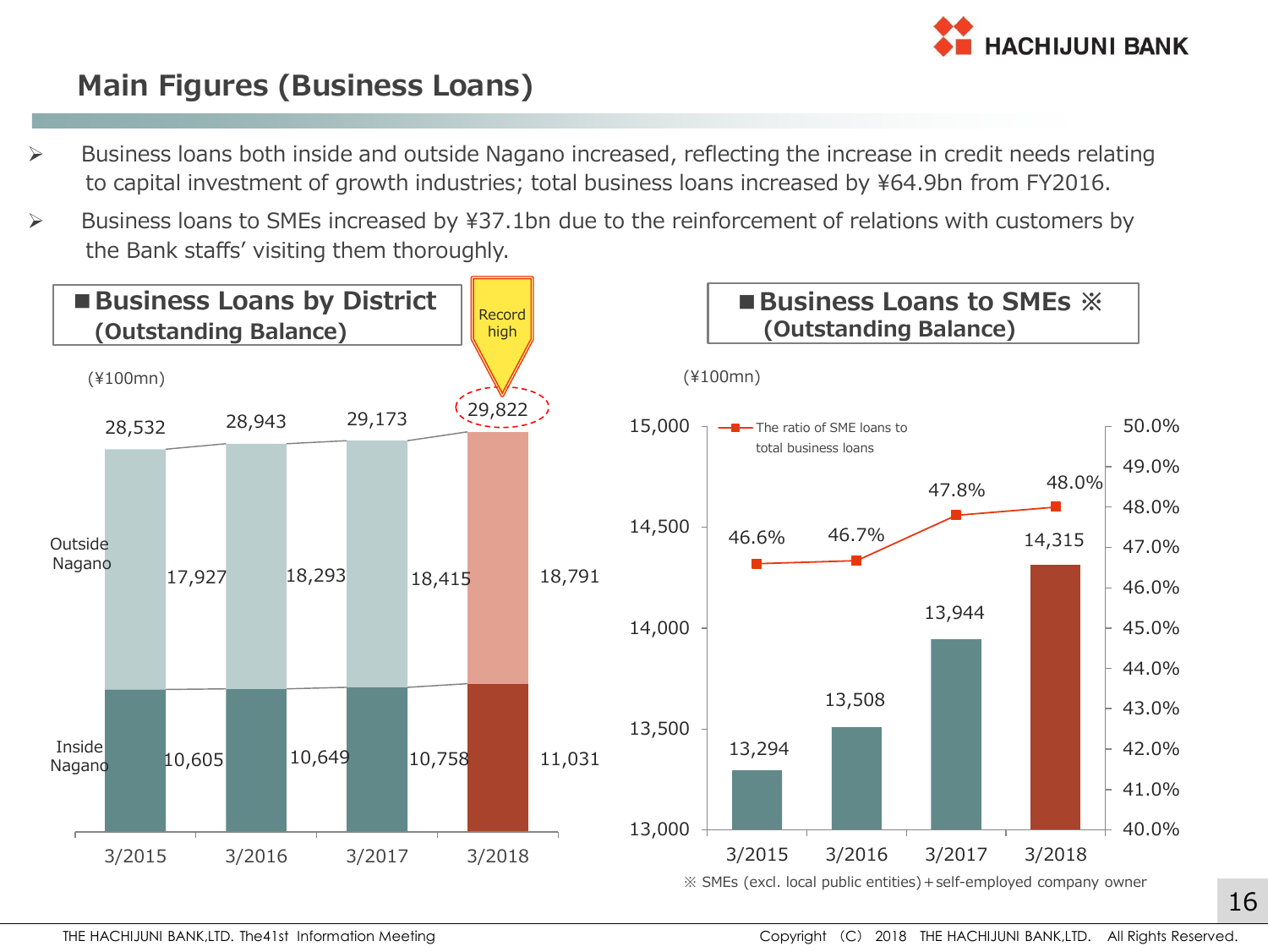# Main Figures (Business Loans)

- Business loans both inside and outside Nagano increased, reflecting the increase in credit needs relating to capital investment of growth industries; total business loans increased by ¥64.9bn from FY2016.
- Business loans to SMEs increased by ¥37.1bn due to the reinforcement of relations with customers by the Bank staffs' visiting them thoroughly.

## ■ Business Loans by District (Outstanding Balance)

(¥100mn)

| | 3/2015 | 3/2016 | 3/2017 | 3/2018 |
|---|---|---|---|---|
| Outside Nagano | 17,927 | 18,293 | 18,415 | 18,791 |
| Inside Nagano | 10,605 | 10,649 | 10,758 | 11,031 |
| Total | 28,532 | 28,943 | 29,173 | 29,822 (Record high) |

## ■ Business Loans to SMEs ※ (Outstanding Balance)

(¥100mn)

| | 3/2015 | 3/2016 | 3/2017 | 3/2018 |
|---|---|---|---|---|
| Business Loans to SMEs | 13,294 | 13,508 | 13,944 | 14,315 |
| The ratio of SME loans to total business loans | 46.6% | 46.7% | 47.8% | 48.0% |

※ SMEs (excl. local public entities) + self-employed company owner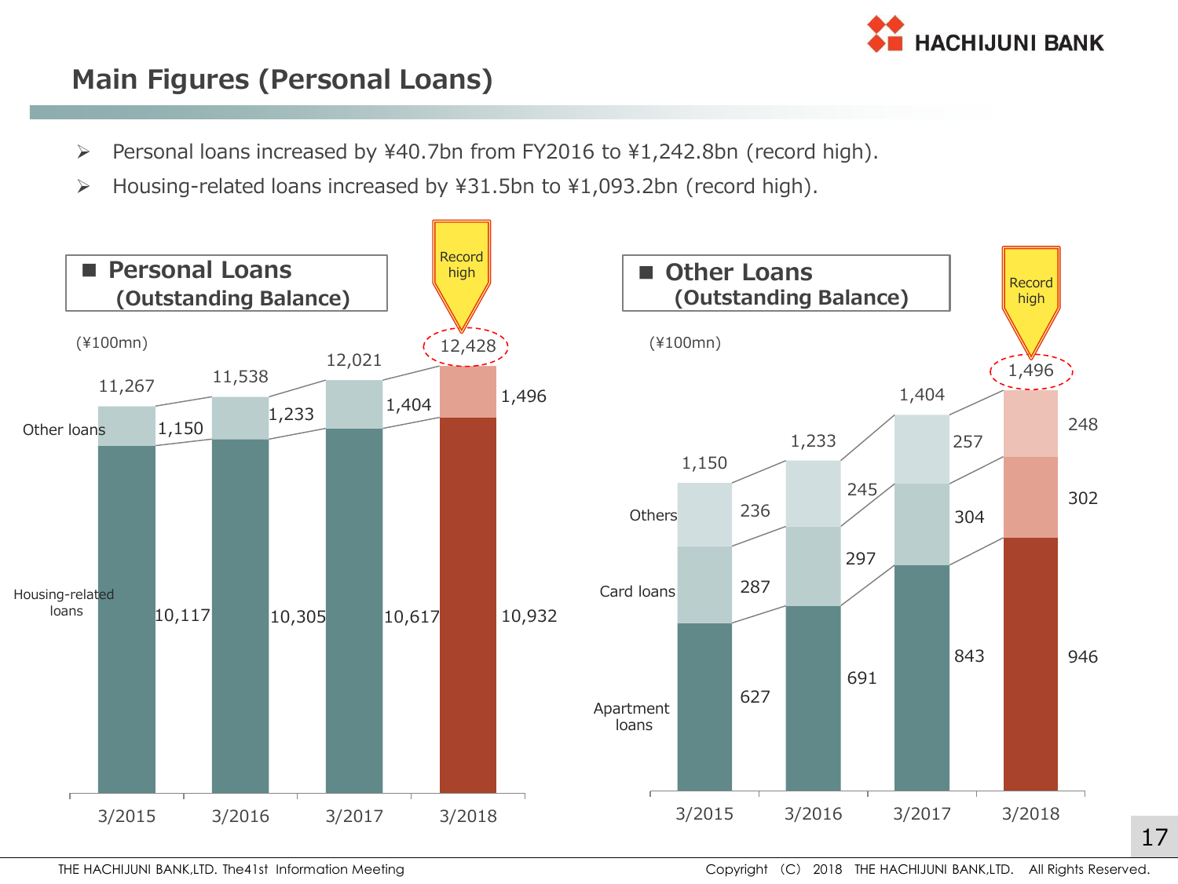## Main Figures (Personal Loans)

- Personal loans increased by ¥40.7bn from FY2016 to ¥1,242.8bn (record high).
- Housing-related loans increased by ¥31.5bn to ¥1,093.2bn (record high).

### ■ Personal Loans (Outstanding Balance)

(¥100mn)

| | 3/2015 | 3/2016 | 3/2017 | 3/2018 |
|---|---|---|---|---|
| Other loans | 1,150 | 1,233 | 1,404 | 1,496 |
| Housing-related loans | 10,117 | 10,305 | 10,617 | 10,932 |
| Total | 11,267 | 11,538 | 12,021 | 12,428 (Record high) |

### ■ Other Loans (Outstanding Balance)

(¥100mn)

| | 3/2015 | 3/2016 | 3/2017 | 3/2018 |
|---|---|---|---|---|
| Others | 236 | 245 | 257 | 248 |
| Card loans | 287 | 297 | 304 | 302 |
| Apartment loans | 627 | 691 | 843 | 946 |
| Total | 1,150 | 1,233 | 1,404 | 1,496 (Record high) |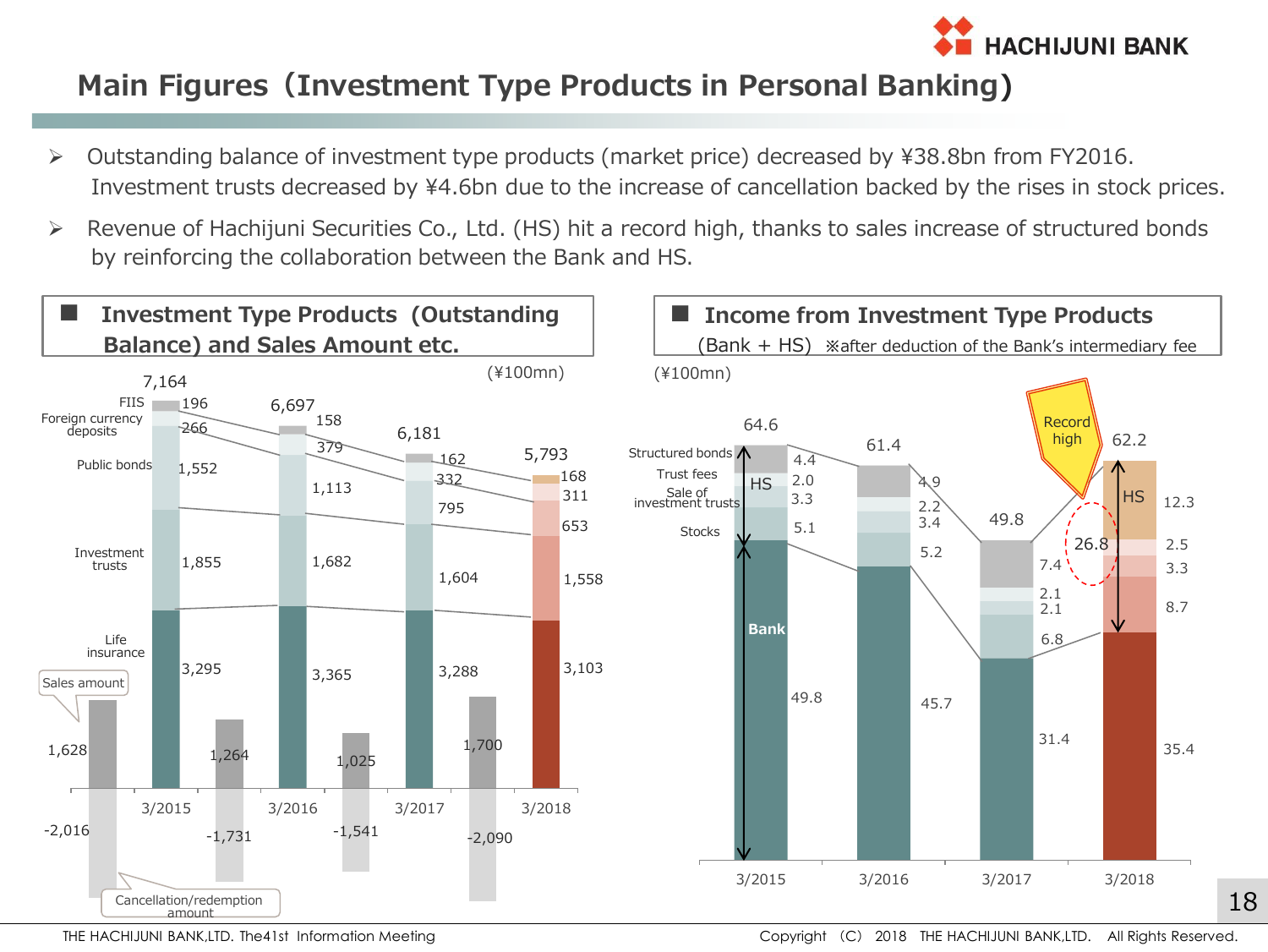# Main Figures（Investment Type Products in Personal Banking）

- Outstanding balance of investment type products (market price) decreased by ¥38.8bn from FY2016. Investment trusts decreased by ¥4.6bn due to the increase of cancellation backed by the rises in stock prices.
- Revenue of Hachijuni Securities Co., Ltd. (HS) hit a record high, thanks to sales increase of structured bonds by reinforcing the collaboration between the Bank and HS.

## Investment Type Products (Outstanding Balance) and Sales Amount etc.

(¥100mn)

| | 3/2015 | 3/2016 | 3/2017 | 3/2018 |
|---|---|---|---|---|
| FIIS | 196 | 158 | 162 | 168 |
| Foreign currency deposits | 266 | 379 | 332 | 311 |
| Public bonds | 1,552 | 1,113 | 795 | 653 |
| Investment trusts | 1,855 | 1,682 | 1,604 | 1,558 |
| Life insurance | 3,295 | 3,365 | 3,288 | 3,103 |
| Total | 7,164 | 6,697 | 6,181 | 5,793 |
| Sales amount | 1,628 | 1,264 | 1,025 | 1,700 |
| Cancellation/redemption amount | -2,016 | -1,731 | -1,541 | -2,090 |

## Income from Investment Type Products (Bank + HS) ※after deduction of the Bank's intermediary fee

(¥100mn)

| | 3/2015 | 3/2016 | 3/2017 | 3/2018 |
|---|---|---|---|---|
| Structured bonds (HS) | 4.4 | 4.9 | 7.4 | 12.3 |
| Trust fees (HS) | 2.0 | 2.2 | 2.1 | 2.5 |
| Sale of investment trusts (HS) | 3.3 | 3.4 | 2.1 | 3.3 |
| Stocks (HS) | 5.1 | 5.2 | 6.8 | 8.7 |
| Bank | 49.8 | 45.7 | 31.4 | 35.4 |
| Total | 64.6 | 61.4 | 49.8 | 62.2 |

3/2018: Record high; HS total 26.8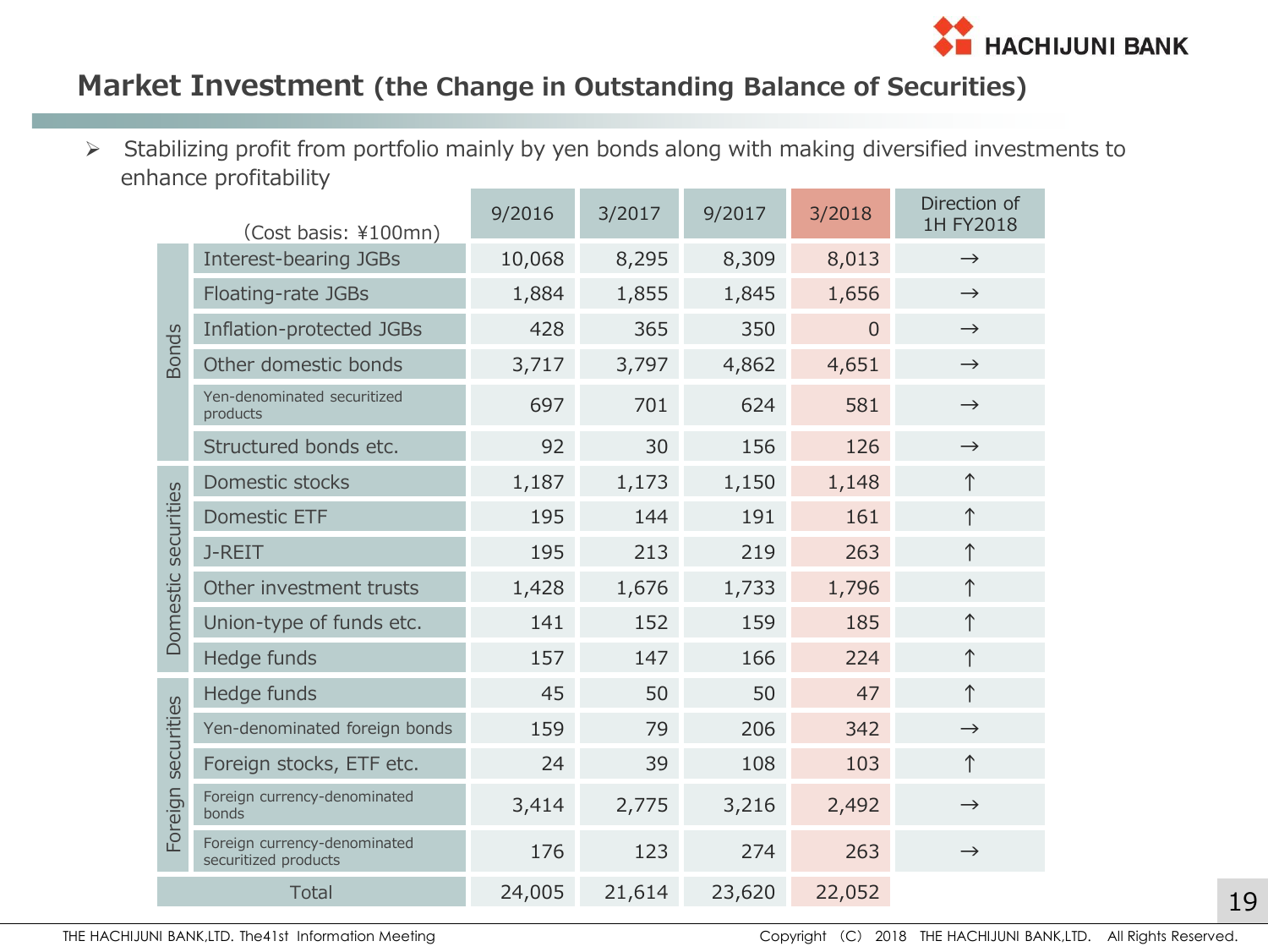# Market Investment (the Change in Outstanding Balance of Securities)

- Stabilizing profit from portfolio mainly by yen bonds along with making diversified investments to enhance profitability

(Cost basis: ¥100mn)

| | | 9/2016 | 3/2017 | 9/2017 | 3/2018 | Direction of 1H FY2018 |
|---|---|---|---|---|---|---|
| Bonds | Interest-bearing JGBs | 10,068 | 8,295 | 8,309 | 8,013 | → |
| | Floating-rate JGBs | 1,884 | 1,855 | 1,845 | 1,656 | → |
| | Inflation-protected JGBs | 428 | 365 | 350 | 0 | → |
| | Other domestic bonds | 3,717 | 3,797 | 4,862 | 4,651 | → |
| | Yen-denominated securitized products | 697 | 701 | 624 | 581 | → |
| | Structured bonds etc. | 92 | 30 | 156 | 126 | → |
| Domestic securities | Domestic stocks | 1,187 | 1,173 | 1,150 | 1,148 | ↑ |
| | Domestic ETF | 195 | 144 | 191 | 161 | ↑ |
| | J-REIT | 195 | 213 | 219 | 263 | ↑ |
| | Other investment trusts | 1,428 | 1,676 | 1,733 | 1,796 | ↑ |
| | Union-type of funds etc. | 141 | 152 | 159 | 185 | ↑ |
| | Hedge funds | 157 | 147 | 166 | 224 | ↑ |
| Foreign securities | Hedge funds | 45 | 50 | 50 | 47 | ↑ |
| | Yen-denominated foreign bonds | 159 | 79 | 206 | 342 | → |
| | Foreign stocks, ETF etc. | 24 | 39 | 108 | 103 | ↑ |
| | Foreign currency-denominated bonds | 3,414 | 2,775 | 3,216 | 2,492 | → |
| | Foreign currency-denominated securitized products | 176 | 123 | 274 | 263 | → |
| Total | | 24,005 | 21,614 | 23,620 | 22,052 | |